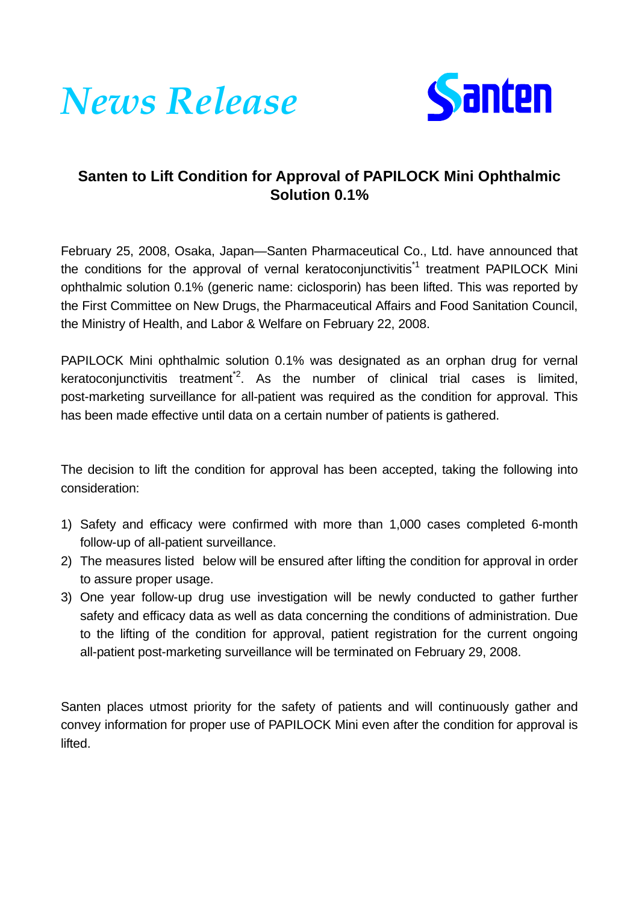*News Release*

Santen

## Santen to Lift Condition for Approval of PAPILOCK Mini Ophthalmic Solution 0.1%

February 25, 2008, Osaka, Japan—Santen Pharmaceutical Co., Ltd. have announced that the conditions for the approval of vernal keratoconjunctivitis[*1] treatment PAPILOCK Mini ophthalmic solution 0.1% (generic name: ciclosporin) has been lifted. This was reported by the First Committee on New Drugs, the Pharmaceutical Affairs and Food Sanitation Council, the Ministry of Health, and Labor & Welfare on February 22, 2008.

PAPILOCK Mini ophthalmic solution 0.1% was designated as an orphan drug for vernal keratoconjunctivitis treatment[*2]. As the number of clinical trial cases is limited, post-marketing surveillance for all-patient was required as the condition for approval. This has been made effective until data on a certain number of patients is gathered.

The decision to lift the condition for approval has been accepted, taking the following into consideration:

1) Safety and efficacy were confirmed with more than 1,000 cases completed 6-month follow-up of all-patient surveillance.
2) The measures listed below will be ensured after lifting the condition for approval in order to assure proper usage.
3) One year follow-up drug use investigation will be newly conducted to gather further safety and efficacy data as well as data concerning the conditions of administration. Due to the lifting of the condition for approval, patient registration for the current ongoing all-patient post-marketing surveillance will be terminated on February 29, 2008.

Santen places utmost priority for the safety of patients and will continuously gather and convey information for proper use of PAPILOCK Mini even after the condition for approval is lifted.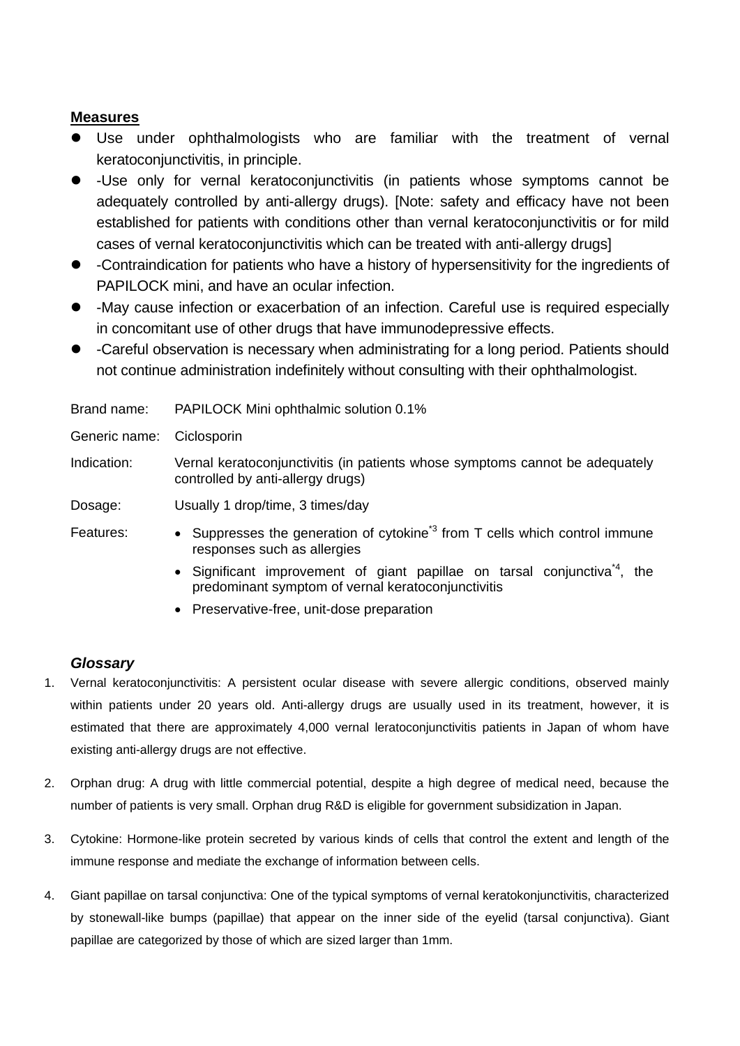**Measures**

- Use under ophthalmologists who are familiar with the treatment of vernal keratoconjunctivitis, in principle.
- -Use only for vernal keratoconjunctivitis (in patients whose symptoms cannot be adequately controlled by anti-allergy drugs). [Note: safety and efficacy have not been established for patients with conditions other than vernal keratoconjunctivitis or for mild cases of vernal keratoconjunctivitis which can be treated with anti-allergy drugs]
- -Contraindication for patients who have a history of hypersensitivity for the ingredients of PAPILOCK mini, and have an ocular infection.
- -May cause infection or exacerbation of an infection. Careful use is required especially in concomitant use of other drugs that have immunodepressive effects.
- -Careful observation is necessary when administrating for a long period. Patients should not continue administration indefinitely without consulting with their ophthalmologist.

| | |
|---|---|
| Brand name: | PAPILOCK Mini ophthalmic solution 0.1% |
| Generic name: | Ciclosporin |
| Indication: | Vernal keratoconjunctivitis (in patients whose symptoms cannot be adequately controlled by anti-allergy drugs) |
| Dosage: | Usually 1 drop/time, 3 times/day |
| Features: | • Suppresses the generation of cytokine[*3] from T cells which control immune responses such as allergies<br>• Significant improvement of giant papillae on tarsal conjunctiva[*4], the predominant symptom of vernal keratoconjunctivitis<br>• Preservative-free, unit-dose preparation |

***Glossary***

1. Vernal keratoconjunctivitis: A persistent ocular disease with severe allergic conditions, observed mainly within patients under 20 years old. Anti-allergy drugs are usually used in its treatment, however, it is estimated that there are approximately 4,000 vernal leratoconjunctivitis patients in Japan of whom have existing anti-allergy drugs are not effective.
2. Orphan drug: A drug with little commercial potential, despite a high degree of medical need, because the number of patients is very small. Orphan drug R&D is eligible for government subsidization in Japan.
3. Cytokine: Hormone-like protein secreted by various kinds of cells that control the extent and length of the immune response and mediate the exchange of information between cells.
4. Giant papillae on tarsal conjunctiva: One of the typical symptoms of vernal keratokonjunctivitis, characterized by stonewall-like bumps (papillae) that appear on the inner side of the eyelid (tarsal conjunctiva). Giant papillae are categorized by those of which are sized larger than 1mm.